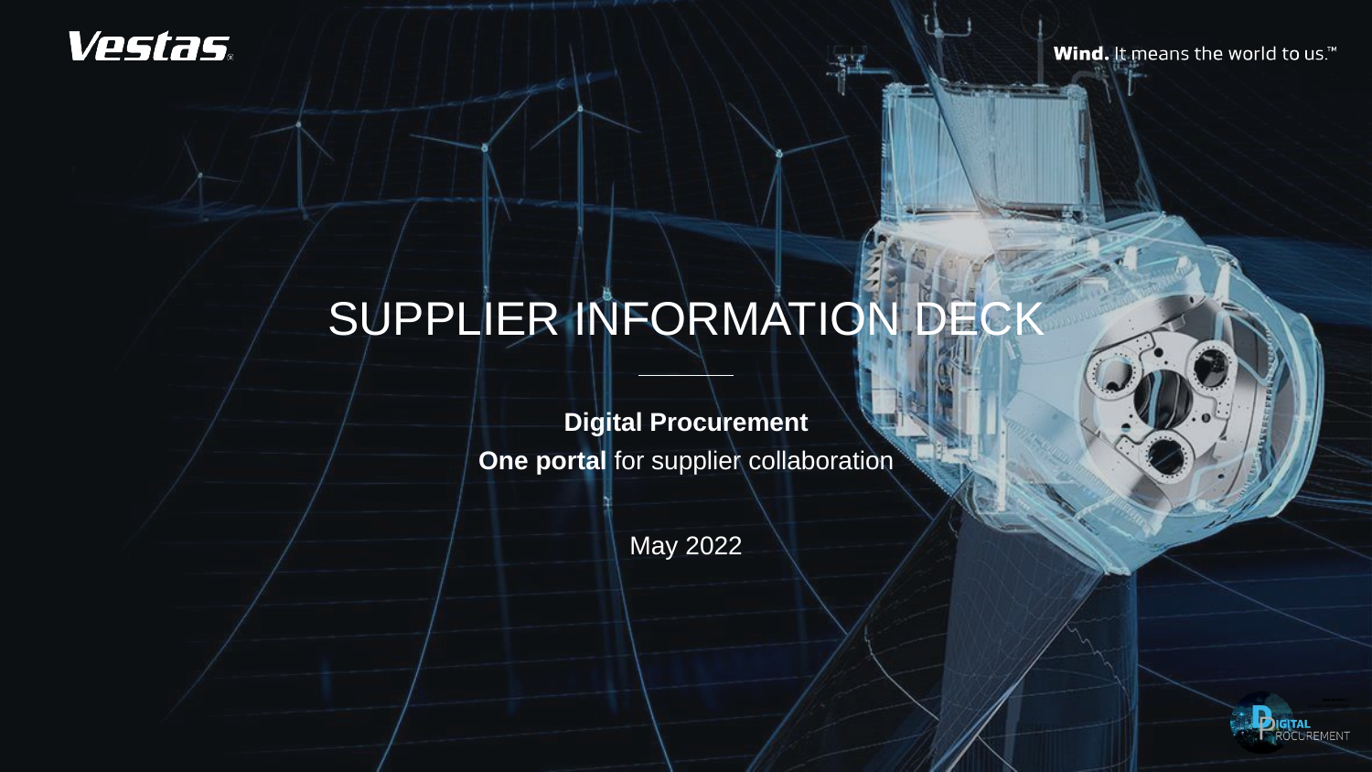Vestas

Wind. It means the world to us.™

# SUPPLIER INFORMATION DECK

**Digital Procurement**

**One portal** for supplier collaboration

May 2022

DIGITAL PROCUREMENT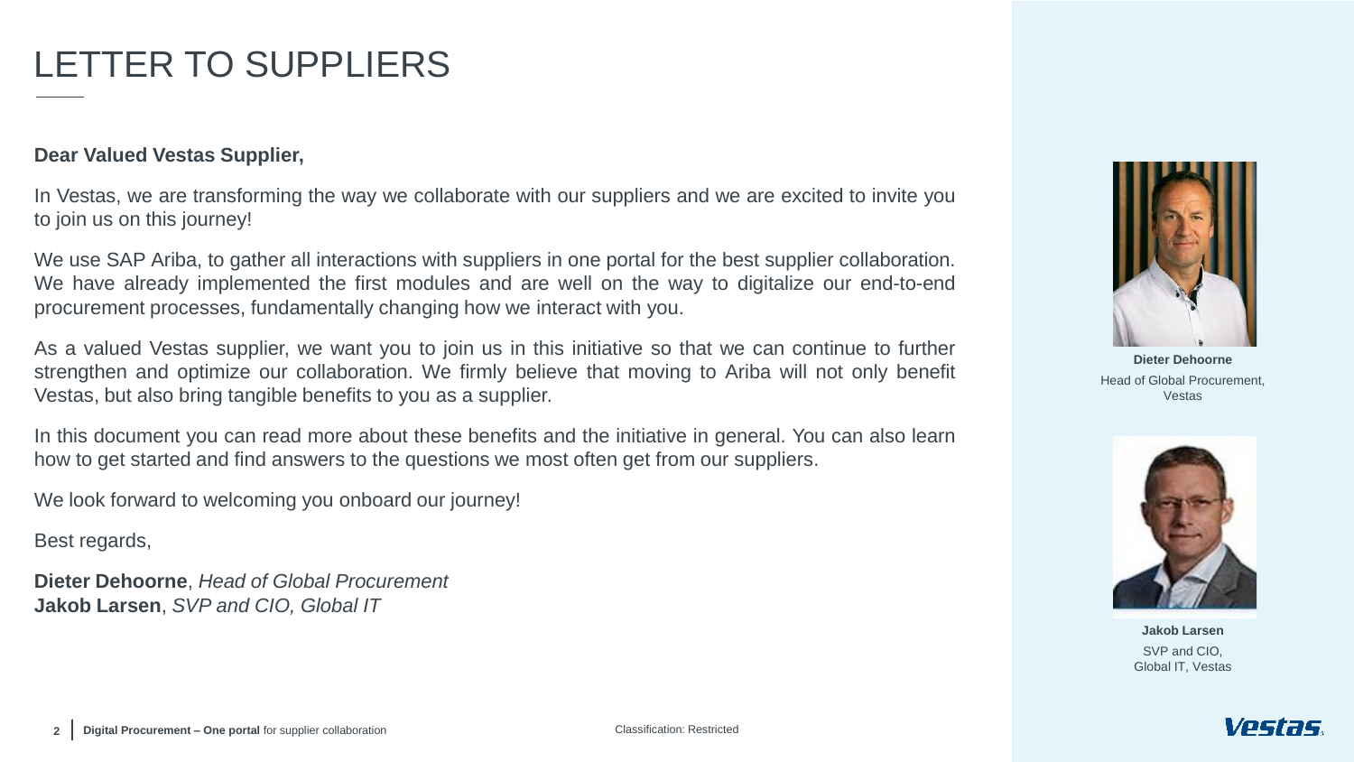# LETTER TO SUPPLIERS

**Dear Valued Vestas Supplier,**

In Vestas, we are transforming the way we collaborate with our suppliers and we are excited to invite you to join us on this journey!

We use SAP Ariba, to gather all interactions with suppliers in one portal for the best supplier collaboration. We have already implemented the first modules and are well on the way to digitalize our end-to-end procurement processes, fundamentally changing how we interact with you.

As a valued Vestas supplier, we want you to join us in this initiative so that we can continue to further strengthen and optimize our collaboration. We firmly believe that moving to Ariba will not only benefit Vestas, but also bring tangible benefits to you as a supplier.

In this document you can read more about these benefits and the initiative in general. You can also learn how to get started and find answers to the questions we most often get from our suppliers.

We look forward to welcoming you onboard our journey!

Best regards,

**Dieter Dehoorne**, *Head of Global Procurement*
**Jakob Larsen**, *SVP and CIO, Global IT*

**Dieter Dehoorne**
Head of Global Procurement, Vestas

**Jakob Larsen**
SVP and CIO, Global IT, Vestas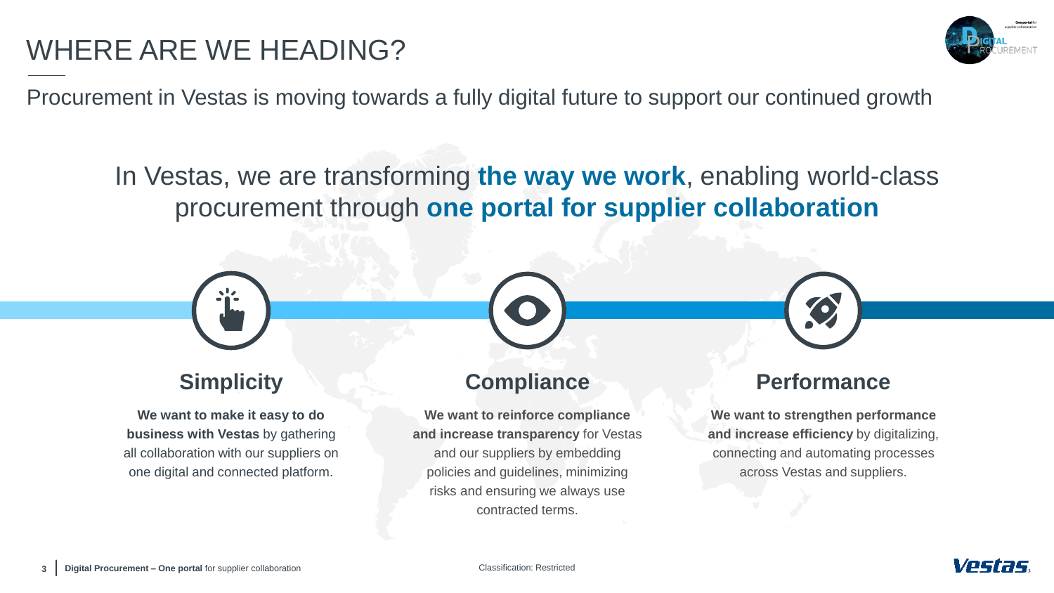# WHERE ARE WE HEADING?

Procurement in Vestas is moving towards a fully digital future to support our continued growth

In Vestas, we are transforming **the way we work**, enabling world-class procurement through **one portal for supplier collaboration**

## Simplicity

**We want to make it easy to do business with Vestas** by gathering all collaboration with our suppliers on one digital and connected platform.

## Compliance

**We want to reinforce compliance and increase transparency** for Vestas and our suppliers by embedding policies and guidelines, minimizing risks and ensuring we always use contracted terms.

## Performance

**We want to strengthen performance and increase efficiency** by digitalizing, connecting and automating processes across Vestas and suppliers.

Classification: Restricted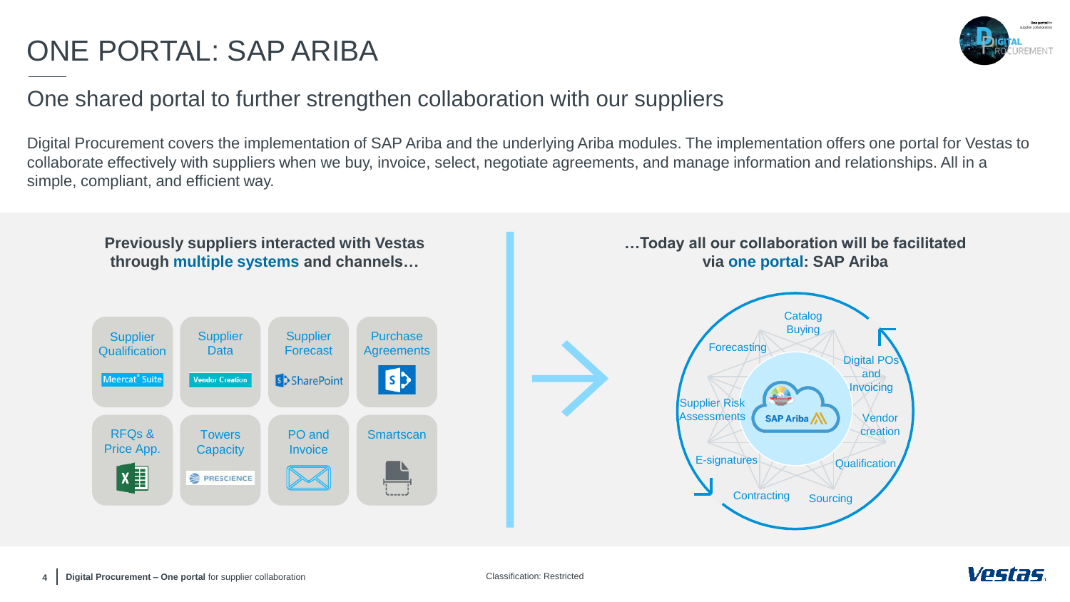# ONE PORTAL: SAP ARIBA

## One shared portal to further strengthen collaboration with our suppliers

Digital Procurement covers the implementation of SAP Ariba and the underlying Ariba modules. The implementation offers one portal for Vestas to collaborate effectively with suppliers when we buy, invoice, select, negotiate agreements, and manage information and relationships. All in a simple, compliant, and efficient way.

**Previously suppliers interacted with Vestas through multiple systems and channels…**

Supplier Qualification
Meercat Suite

Supplier Data
Vendor Creation

Supplier Forecast
SharePoint

Purchase Agreements

RFQs & Price App.

Towers Capacity
PRESCIENCE

PO and Invoice

Smartscan

**…Today all our collaboration will be facilitated via one portal: SAP Ariba**

SAP Ariba

Catalog Buying
Digital POs and Invoicing
Vendor creation
Qualification
Sourcing
Contracting
E-signatures
Supplier Risk Assessments
Forecasting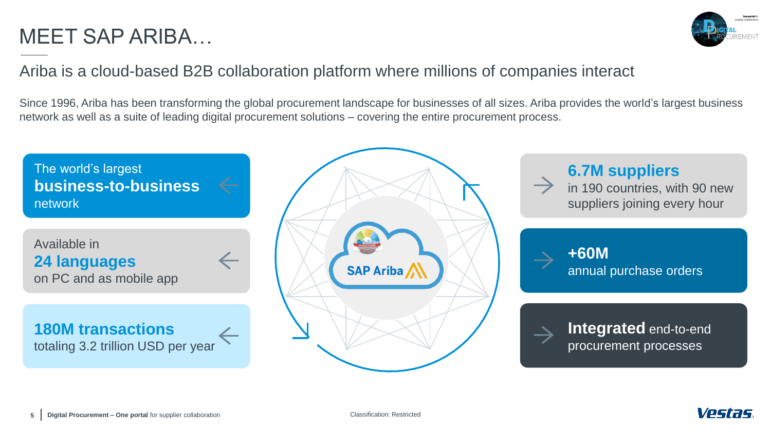# MEET SAP ARIBA…

## Ariba is a cloud-based B2B collaboration platform where millions of companies interact

Since 1996, Ariba has been transforming the global procurement landscape for businesses of all sizes. Ariba provides the world's largest business network as well as a suite of leading digital procurement solutions – covering the entire procurement process.

- The world's largest **business-to-business** network
- Available in **24 languages** on PC and as mobile app
- **180M transactions** totaling 3.2 trillion USD per year

SAP Ariba

- **6.7M suppliers** in 190 countries, with 90 new suppliers joining every hour
- **+60M** annual purchase orders
- **Integrated** end-to-end procurement processes

Classification: Restricted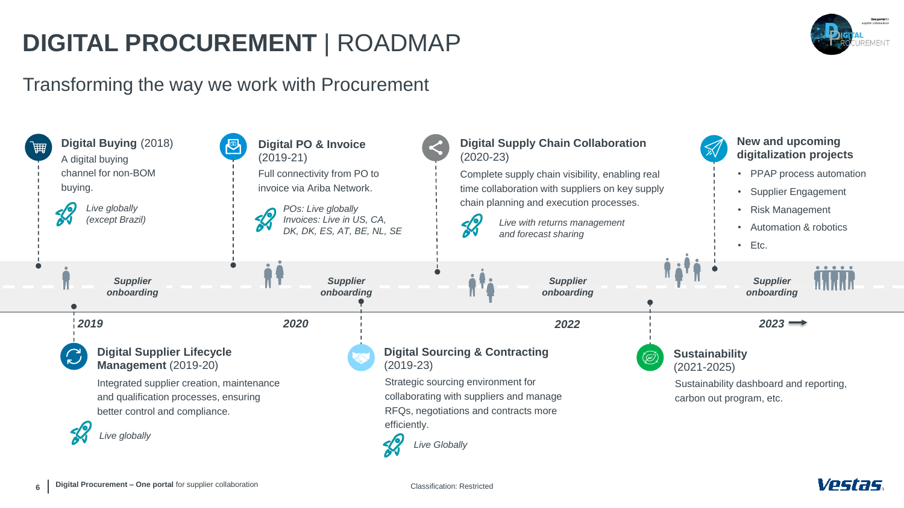# DIGITAL PROCUREMENT | ROADMAP

## Transforming the way we work with Procurement

### Digital Buying (2018)

A digital buying channel for non-BOM buying.

*Live globally (except Brazil)*

### Digital PO & Invoice (2019-21)

Full connectivity from PO to invoice via Ariba Network.

*POs: Live globally*
*Invoices: Live in US, CA, DK, DK, ES, AT, BE, NL, SE*

### Digital Supply Chain Collaboration (2020-23)

Complete supply chain visibility, enabling real time collaboration with suppliers on key supply chain planning and execution processes.

*Live with returns management and forecast sharing*

### New and upcoming digitalization projects

- PPAP process automation
- Supplier Engagement
- Risk Management
- Automation & robotics
- Etc.

*Supplier onboarding* *Supplier onboarding* *Supplier onboarding* *Supplier onboarding*

*2019* *2020* *2022* *2023*

### Digital Supplier Lifecycle Management (2019-20)

Integrated supplier creation, maintenance and qualification processes, ensuring better control and compliance.

*Live globally*

### Digital Sourcing & Contracting (2019-23)

Strategic sourcing environment for collaborating with suppliers and manage RFQs, negotiations and contracts more efficiently.

*Live Globally*

### Sustainability (2021-2025)

Sustainability dashboard and reporting, carbon out program, etc.

Classification: Restricted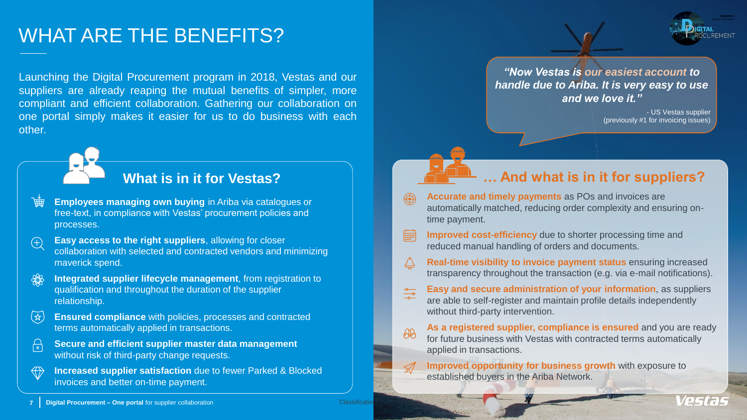# WHAT ARE THE BENEFITS?

Launching the Digital Procurement program in 2018, Vestas and our suppliers are already reaping the mutual benefits of simpler, more compliant and efficient collaboration. Gathering our collaboration on one portal simply makes it easier for us to do business with each other.

## What is in it for Vestas?

- **Employees managing own buying** in Ariba via catalogues or free-text, in compliance with Vestas' procurement policies and processes.
- **Easy access to the right suppliers**, allowing for closer collaboration with selected and contracted vendors and minimizing maverick spend.
- **Integrated supplier lifecycle management**, from registration to qualification and throughout the duration of the supplier relationship.
- **Ensured compliance** with policies, processes and contracted terms automatically applied in transactions.
- **Secure and efficient supplier master data management** without risk of third-party change requests.
- **Increased supplier satisfaction** due to fewer Parked & Blocked invoices and better on-time payment.

*"Now Vestas is our easiest account to handle due to Ariba. It is very easy to use and we love it."*

- US Vestas supplier (previously #1 for invoicing issues)

## … And what is in it for suppliers?

- **Accurate and timely payments** as POs and invoices are automatically matched, reducing order complexity and ensuring on-time payment.
- **Improved cost-efficiency** due to shorter processing time and reduced manual handling of orders and documents.
- **Real-time visibility to invoice payment status** ensuring increased transparency throughout the transaction (e.g. via e-mail notifications).
- **Easy and secure administration of your information**, as suppliers are able to self-register and maintain profile details independently without third-party intervention.
- **As a registered supplier, compliance is ensured** and you are ready for future business with Vestas with contracted terms automatically applied in transactions.
- **Improved opportunity for business growth** with exposure to established buyers in the Ariba Network.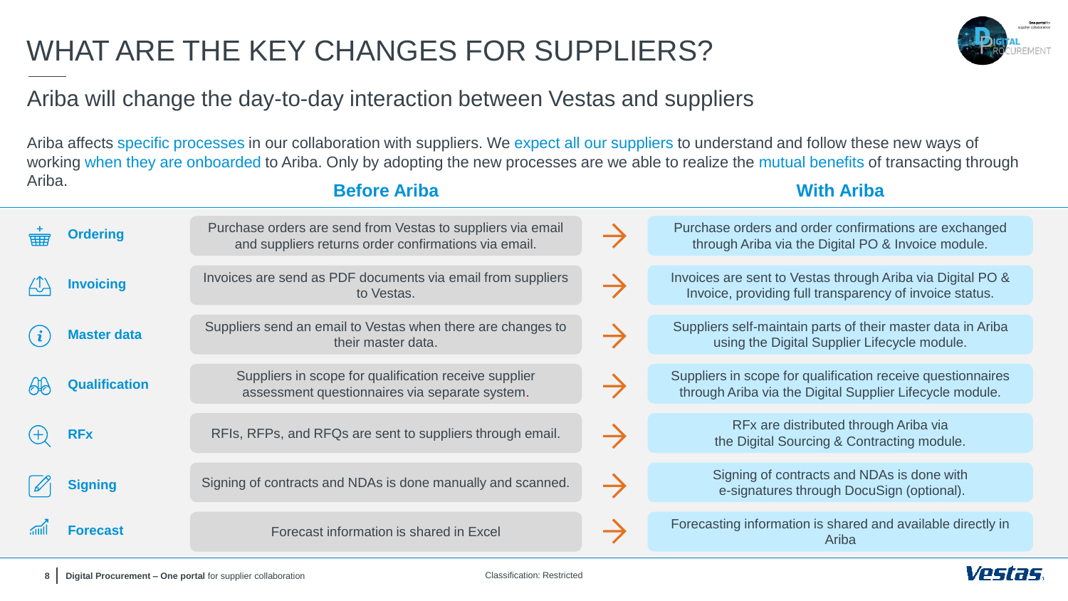# WHAT ARE THE KEY CHANGES FOR SUPPLIERS?

## Ariba will change the day-to-day interaction between Vestas and suppliers

Ariba affects specific processes in our collaboration with suppliers. We expect all our suppliers to understand and follow these new ways of working when they are onboarded to Ariba. Only by adopting the new processes are we able to realize the mutual benefits of transacting through Ariba.

| | Before Ariba | | With Ariba |
|---|---|---|---|
| **Ordering** | Purchase orders are send from Vestas to suppliers via email and suppliers returns order confirmations via email. | → | Purchase orders and order confirmations are exchanged through Ariba via the Digital PO & Invoice module. |
| **Invoicing** | Invoices are send as PDF documents via email from suppliers to Vestas. | → | Invoices are sent to Vestas through Ariba via Digital PO & Invoice, providing full transparency of invoice status. |
| **Master data** | Suppliers send an email to Vestas when there are changes to their master data. | → | Suppliers self-maintain parts of their master data in Ariba using the Digital Supplier Lifecycle module. |
| **Qualification** | Suppliers in scope for qualification receive supplier assessment questionnaires via separate system. | → | Suppliers in scope for qualification receive questionnaires through Ariba via the Digital Supplier Lifecycle module. |
| **RFx** | RFIs, RFPs, and RFQs are sent to suppliers through email. | → | RFx are distributed through Ariba via the Digital Sourcing & Contracting module. |
| **Signing** | Signing of contracts and NDAs is done manually and scanned. | → | Signing of contracts and NDAs is done with e-signatures through DocuSign (optional). |
| **Forecast** | Forecast information is shared in Excel | → | Forecasting information is shared and available directly in Ariba |

**Digital Procurement – One portal** for supplier collaboration

Classification: Restricted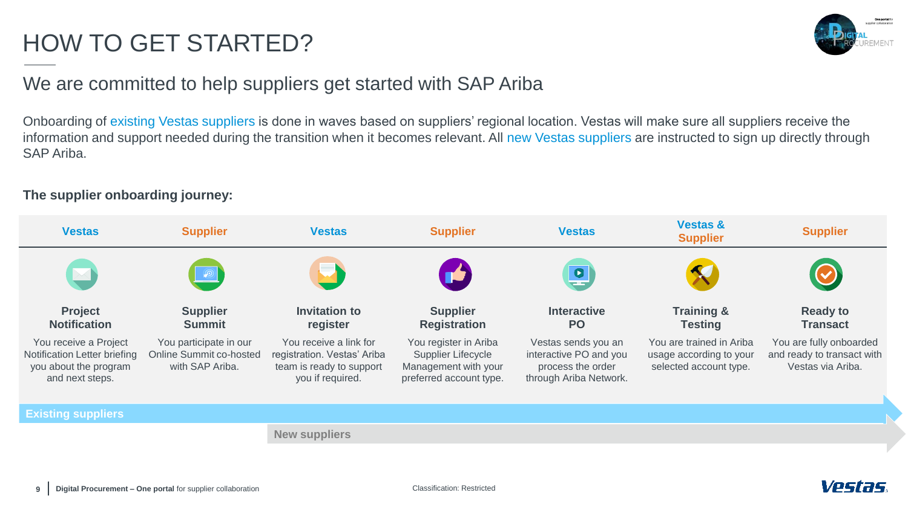# HOW TO GET STARTED?

## We are committed to help suppliers get started with SAP Ariba

Onboarding of existing Vestas suppliers is done in waves based on suppliers' regional location. Vestas will make sure all suppliers receive the information and support needed during the transition when it becomes relevant. All new Vestas suppliers are instructed to sign up directly through SAP Ariba.

**The supplier onboarding journey:**

| Vestas | Supplier | Vestas | Supplier | Vestas | Vestas & Supplier | Supplier |
|---|---|---|---|---|---|---|
| **Project Notification** | **Supplier Summit** | **Invitation to register** | **Supplier Registration** | **Interactive PO** | **Training & Testing** | **Ready to Transact** |
| You receive a Project Notification Letter briefing you about the program and next steps. | You participate in our Online Summit co-hosted with SAP Ariba. | You receive a link for registration. Vestas' Ariba team is ready to support you if required. | You register in Ariba Supplier Lifecycle Management with your preferred account type. | Vestas sends you an interactive PO and you process the order through Ariba Network. | You are trained in Ariba usage according to your selected account type. | You are fully onboarded and ready to transact with Vestas via Ariba. |

**Existing suppliers**: Project Notification → Ready to Transact

**New suppliers**: Invitation to register → Ready to Transact

Classification: Restricted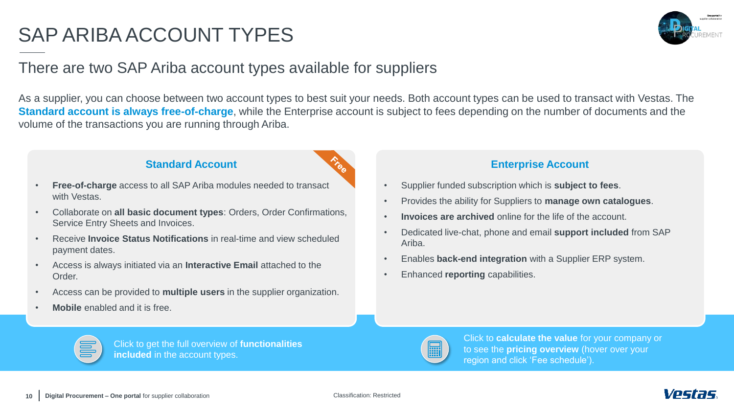# SAP ARIBA ACCOUNT TYPES

## There are two SAP Ariba account types available for suppliers

As a supplier, you can choose between two account types to best suit your needs. Both account types can be used to transact with Vestas. The **Standard account is always free-of-charge**, while the Enterprise account is subject to fees depending on the number of documents and the volume of the transactions you are running through Ariba.

### Standard Account

Free

- **Free-of-charge** access to all SAP Ariba modules needed to transact with Vestas.
- Collaborate on **all basic document types**: Orders, Order Confirmations, Service Entry Sheets and Invoices.
- Receive **Invoice Status Notifications** in real-time and view scheduled payment dates.
- Access is always initiated via an **Interactive Email** attached to the Order.
- Access can be provided to **multiple users** in the supplier organization.
- **Mobile** enabled and it is free.

### Enterprise Account

- Supplier funded subscription which is **subject to fees**.
- Provides the ability for Suppliers to **manage own catalogues**.
- **Invoices are archived** online for the life of the account.
- Dedicated live-chat, phone and email **support included** from SAP Ariba.
- Enables **back-end integration** with a Supplier ERP system.
- Enhanced **reporting** capabilities.

Click to get the full overview of **functionalities included** in the account types.

Click to **calculate the value** for your company or to see the **pricing overview** (hover over your region and click 'Fee schedule').

Classification: Restricted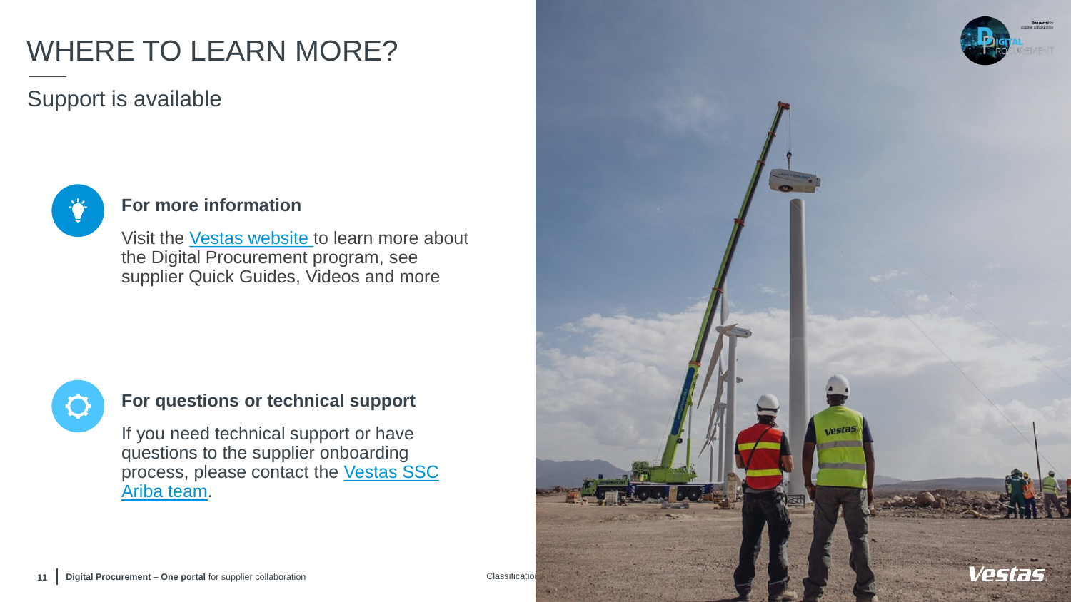# WHERE TO LEARN MORE?

## Support is available

### For more information

Visit the Vestas website to learn more about the Digital Procurement program, see supplier Quick Guides, Videos and more

### For questions or technical support

If you need technical support or have questions to the supplier onboarding process, please contact the Vestas SSC Ariba team.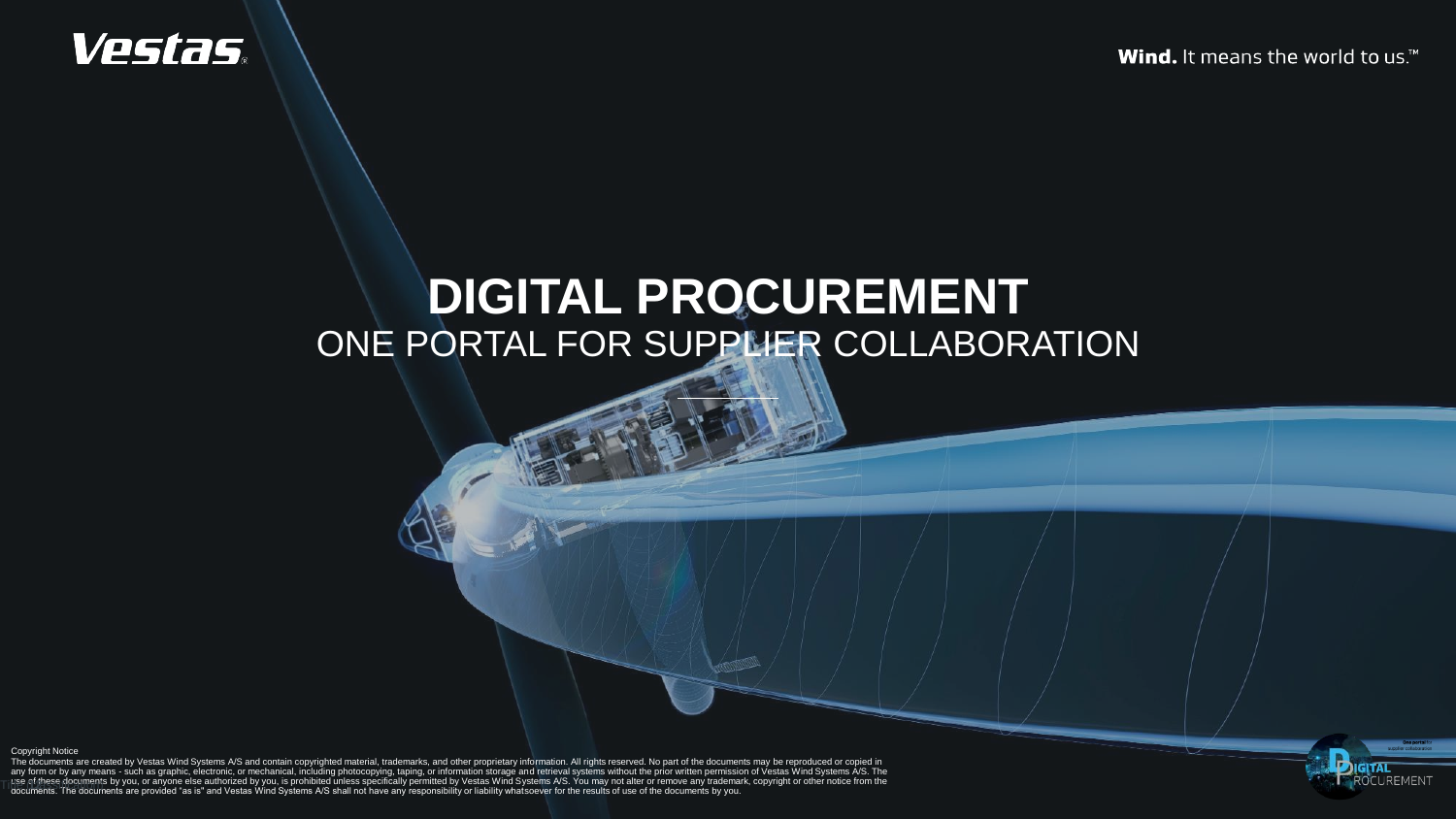Vestas

**Wind.** It means the world to us.™

# DIGITAL PROCUREMENT

ONE PORTAL FOR SUPPLIER COLLABORATION

Copyright Notice

The documents are created by Vestas Wind Systems A/S and contain copyrighted material, trademarks, and other proprietary information. All rights reserved. No part of the documents may be reproduced or copied in any form or by any means - such as graphic, electronic, or mechanical, including photocopying, taping, or information storage and retrieval systems without the prior written permission of Vestas Wind Systems A/S. The use of these documents by you, or anyone else authorized by you, is prohibited unless specifically permitted by Vestas Wind Systems A/S. You may not alter or remove any trademark, copyright or other notice from the documents. The documents are provided "as is" and Vestas Wind Systems A/S shall not have any responsibility or liability whatsoever for the results of use of the documents by you.

DIGITAL PROCUREMENT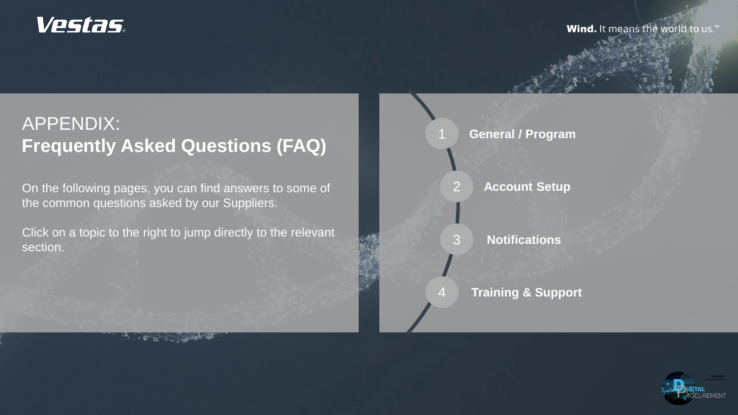# APPENDIX:
# **Frequently Asked Questions (FAQ)**

On the following pages, you can find answers to some of the common questions asked by our Suppliers.

Click on a topic to the right to jump directly to the relevant section.

1. **General / Program**
2. **Account Setup**
3. **Notifications**
4. **Training & Support**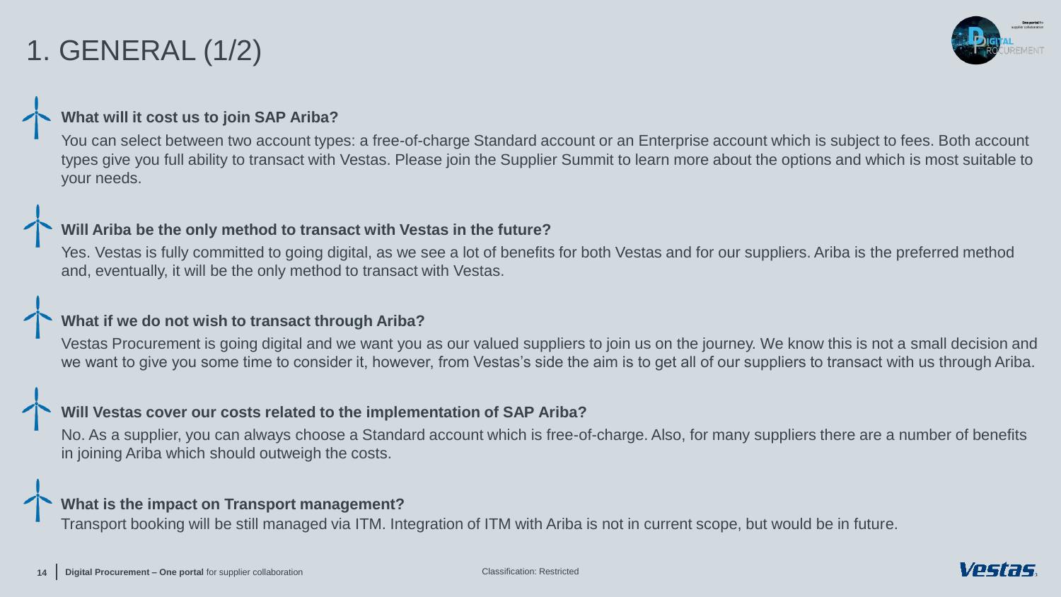# 1. GENERAL (1/2)

**What will it cost us to join SAP Ariba?**

You can select between two account types: a free-of-charge Standard account or an Enterprise account which is subject to fees. Both account types give you full ability to transact with Vestas. Please join the Supplier Summit to learn more about the options and which is most suitable to your needs.

**Will Ariba be the only method to transact with Vestas in the future?**

Yes. Vestas is fully committed to going digital, as we see a lot of benefits for both Vestas and for our suppliers. Ariba is the preferred method and, eventually, it will be the only method to transact with Vestas.

**What if we do not wish to transact through Ariba?**

Vestas Procurement is going digital and we want you as our valued suppliers to join us on the journey. We know this is not a small decision and we want to give you some time to consider it, however, from Vestas's side the aim is to get all of our suppliers to transact with us through Ariba.

**Will Vestas cover our costs related to the implementation of SAP Ariba?**

No. As a supplier, you can always choose a Standard account which is free-of-charge. Also, for many suppliers there are a number of benefits in joining Ariba which should outweigh the costs.

**What is the impact on Transport management?**

Transport booking will be still managed via ITM. Integration of ITM with Ariba is not in current scope, but would be in future.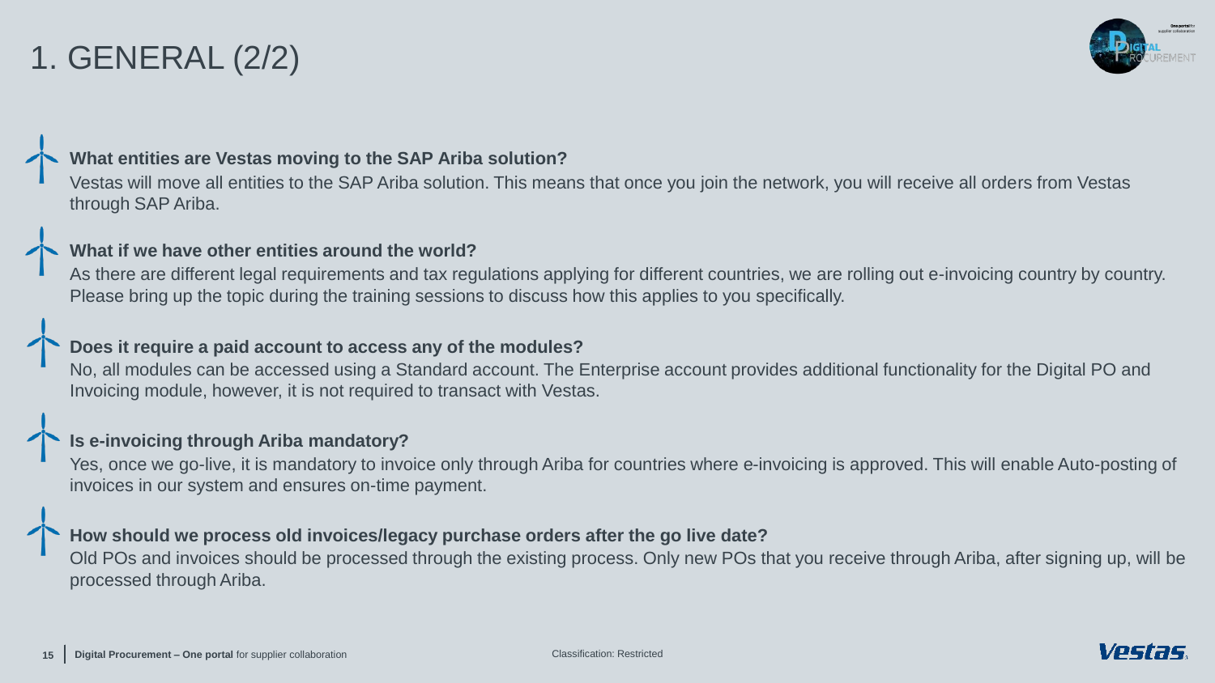# 1. GENERAL (2/2)

**What entities are Vestas moving to the SAP Ariba solution?**

Vestas will move all entities to the SAP Ariba solution. This means that once you join the network, you will receive all orders from Vestas through SAP Ariba.

**What if we have other entities around the world?**

As there are different legal requirements and tax regulations applying for different countries, we are rolling out e-invoicing country by country. Please bring up the topic during the training sessions to discuss how this applies to you specifically.

**Does it require a paid account to access any of the modules?**

No, all modules can be accessed using a Standard account. The Enterprise account provides additional functionality for the Digital PO and Invoicing module, however, it is not required to transact with Vestas.

**Is e-invoicing through Ariba mandatory?**

Yes, once we go-live, it is mandatory to invoice only through Ariba for countries where e-invoicing is approved. This will enable Auto-posting of invoices in our system and ensures on-time payment.

**How should we process old invoices/legacy purchase orders after the go live date?**

Old POs and invoices should be processed through the existing process. Only new POs that you receive through Ariba, after signing up, will be processed through Ariba.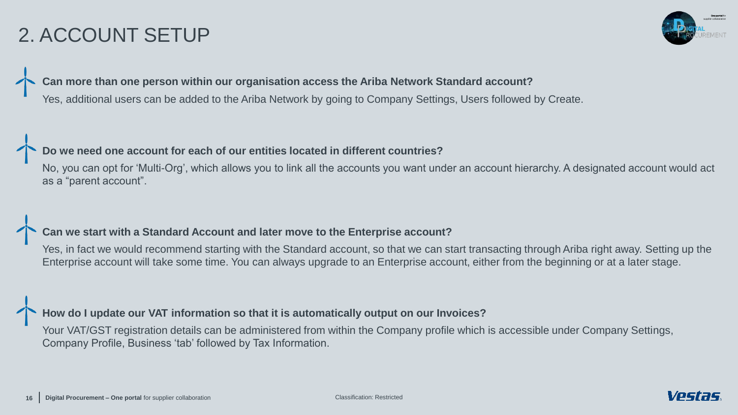# 2. ACCOUNT SETUP

**Can more than one person within our organisation access the Ariba Network Standard account?**

Yes, additional users can be added to the Ariba Network by going to Company Settings, Users followed by Create.

**Do we need one account for each of our entities located in different countries?**

No, you can opt for 'Multi-Org', which allows you to link all the accounts you want under an account hierarchy. A designated account would act as a "parent account".

**Can we start with a Standard Account and later move to the Enterprise account?**

Yes, in fact we would recommend starting with the Standard account, so that we can start transacting through Ariba right away. Setting up the Enterprise account will take some time. You can always upgrade to an Enterprise account, either from the beginning or at a later stage.

**How do I update our VAT information so that it is automatically output on our Invoices?**

Your VAT/GST registration details can be administered from within the Company profile which is accessible under Company Settings, Company Profile, Business 'tab' followed by Tax Information.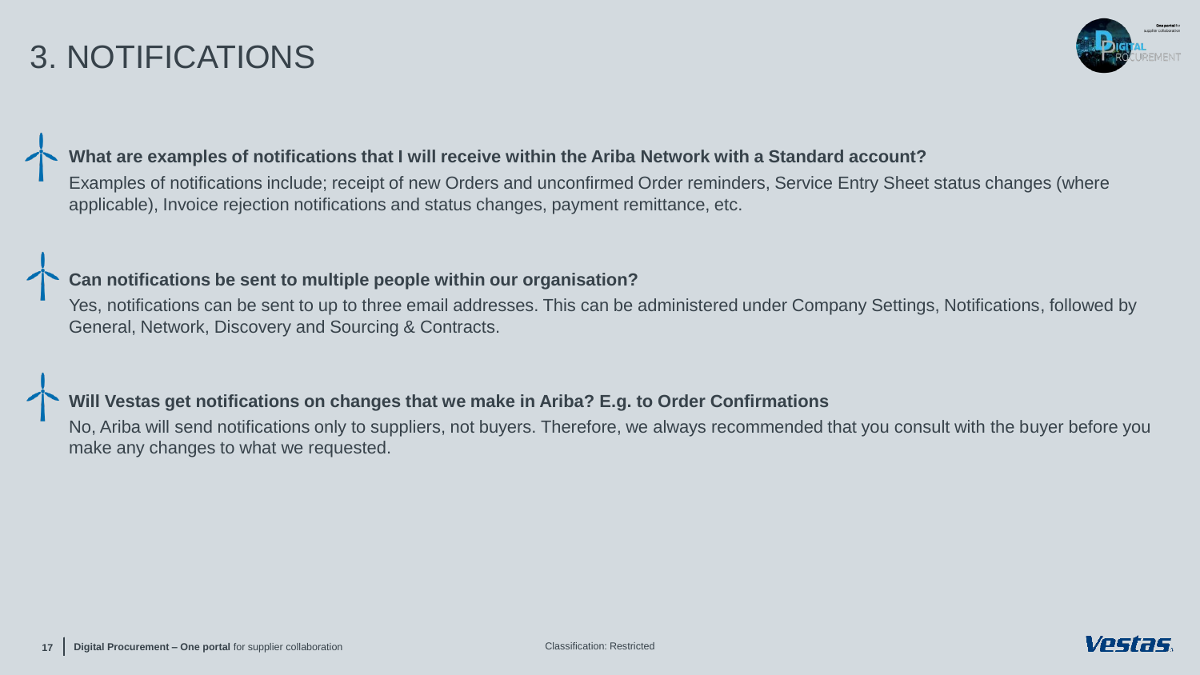# 3. NOTIFICATIONS

**What are examples of notifications that I will receive within the Ariba Network with a Standard account?**

Examples of notifications include; receipt of new Orders and unconfirmed Order reminders, Service Entry Sheet status changes (where applicable), Invoice rejection notifications and status changes, payment remittance, etc.

**Can notifications be sent to multiple people within our organisation?**

Yes, notifications can be sent to up to three email addresses. This can be administered under Company Settings, Notifications, followed by General, Network, Discovery and Sourcing & Contracts.

**Will Vestas get notifications on changes that we make in Ariba? E.g. to Order Confirmations**

No, Ariba will send notifications only to suppliers, not buyers. Therefore, we always recommended that you consult with the buyer before you make any changes to what we requested.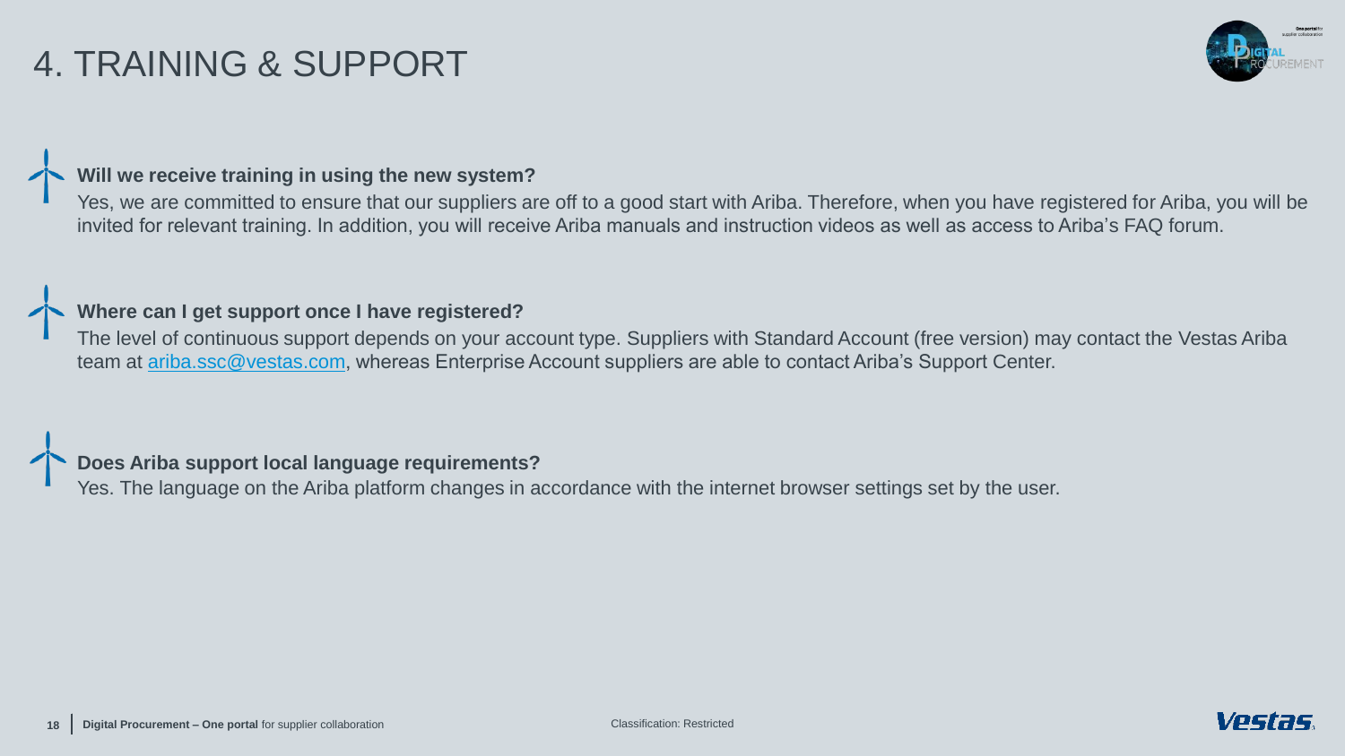# 4. TRAINING & SUPPORT

**Will we receive training in using the new system?**

Yes, we are committed to ensure that our suppliers are off to a good start with Ariba. Therefore, when you have registered for Ariba, you will be invited for relevant training. In addition, you will receive Ariba manuals and instruction videos as well as access to Ariba's FAQ forum.

**Where can I get support once I have registered?**

The level of continuous support depends on your account type. Suppliers with Standard Account (free version) may contact the Vestas Ariba team at ariba.ssc@vestas.com, whereas Enterprise Account suppliers are able to contact Ariba's Support Center.

**Does Ariba support local language requirements?**

Yes. The language on the Ariba platform changes in accordance with the internet browser settings set by the user.